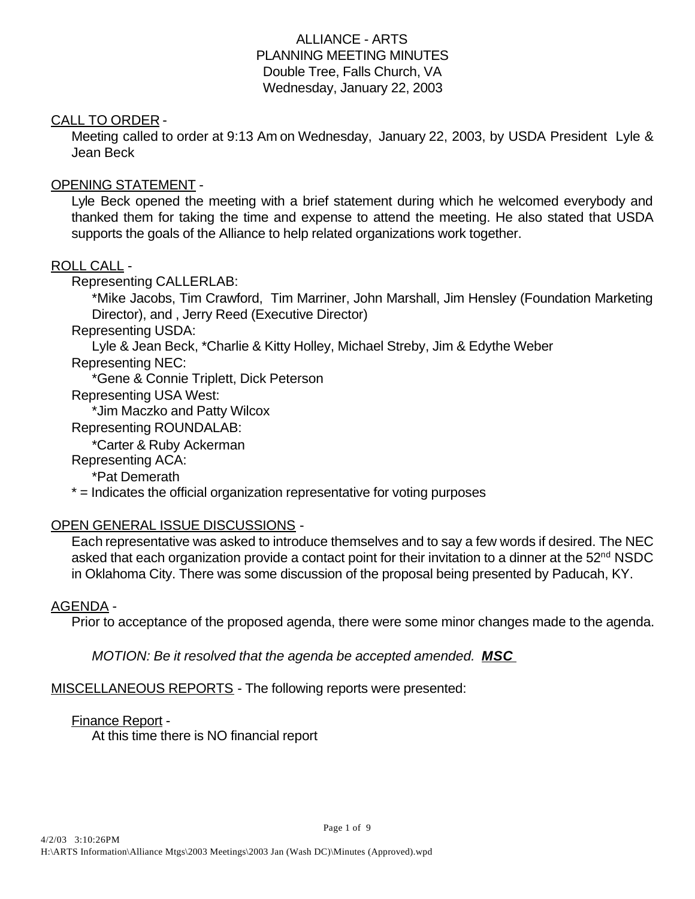ALLIANCE - ARTS
PLANNING MEETING MINUTES
Double Tree, Falls Church, VA
Wednesday, January 22, 2003

CALL TO ORDER -

Meeting called to order at 9:13 Am on Wednesday, January 22, 2003, by USDA President Lyle & Jean Beck

OPENING STATEMENT -

Lyle Beck opened the meeting with a brief statement during which he welcomed everybody and thanked them for taking the time and expense to attend the meeting. He also stated that USDA supports the goals of the Alliance to help related organizations work together.

ROLL CALL -

Representing CALLERLAB:
*Mike Jacobs, Tim Crawford, Tim Marriner, John Marshall, Jim Hensley (Foundation Marketing Director), and , Jerry Reed (Executive Director)

Representing USDA:
Lyle & Jean Beck, *Charlie & Kitty Holley, Michael Streby, Jim & Edythe Weber

Representing NEC:
*Gene & Connie Triplett, Dick Peterson

Representing USA West:
*Jim Maczko and Patty Wilcox

Representing ROUNDALAB:
*Carter & Ruby Ackerman

Representing ACA:
*Pat Demerath

* = Indicates the official organization representative for voting purposes

OPEN GENERAL ISSUE DISCUSSIONS -

Each representative was asked to introduce themselves and to say a few words if desired. The NEC asked that each organization provide a contact point for their invitation to a dinner at the 52nd NSDC in Oklahoma City. There was some discussion of the proposal being presented by Paducah, KY.

AGENDA -

Prior to acceptance of the proposed agenda, there were some minor changes made to the agenda.

*MOTION: Be it resolved that the agenda be accepted amended.* ***MSC***

MISCELLANEOUS REPORTS - The following reports were presented:

Finance Report -

At this time there is NO financial report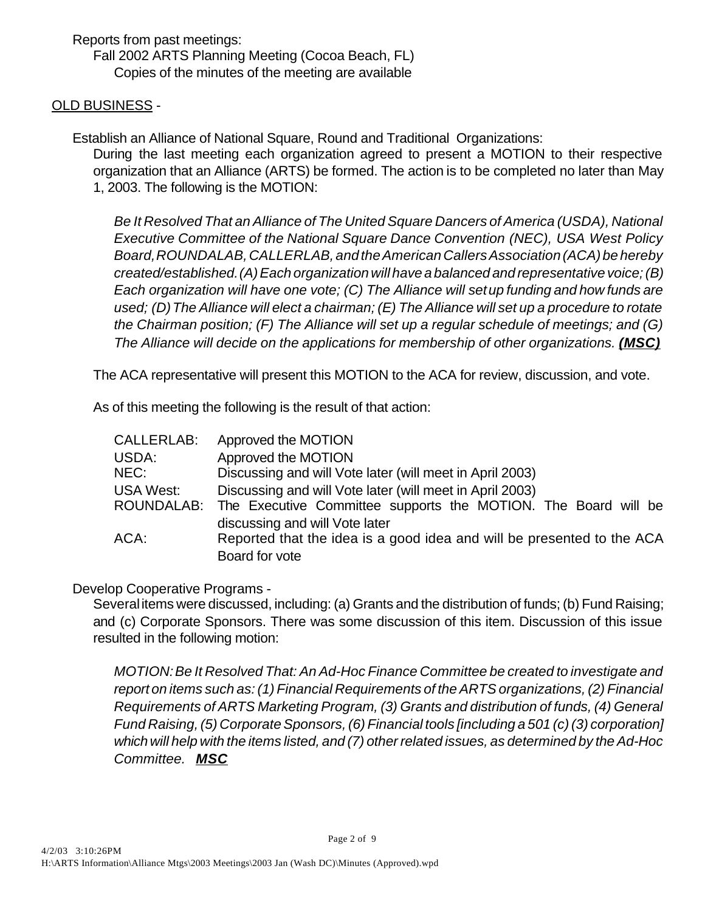Reports from past meetings:

Fall 2002 ARTS Planning Meeting (Cocoa Beach, FL)

Copies of the minutes of the meeting are available

<u>OLD BUSINESS</u> -

Establish an Alliance of National Square, Round and Traditional Organizations:

During the last meeting each organization agreed to present a MOTION to their respective organization that an Alliance (ARTS) be formed. The action is to be completed no later than May 1, 2003. The following is the MOTION:

*Be It Resolved That an Alliance of The United Square Dancers of America (USDA), National Executive Committee of the National Square Dance Convention (NEC), USA West Policy Board, ROUNDALAB, CALLERLAB, and the American Callers Association (ACA) be hereby created/established. (A) Each organization will have a balanced and representative voice; (B) Each organization will have one vote; (C) The Alliance will set up funding and how funds are used; (D) The Alliance will elect a chairman; (E) The Alliance will set up a procedure to rotate the Chairman position; (F) The Alliance will set up a regular schedule of meetings; and (G) The Alliance will decide on the applications for membership of other organizations.* ***<u>(MSC)</u>***

The ACA representative will present this MOTION to the ACA for review, discussion, and vote.

As of this meeting the following is the result of that action:

| | |
|---|---|
| CALLERLAB: | Approved the MOTION |
| USDA: | Approved the MOTION |
| NEC: | Discussing and will Vote later (will meet in April 2003) |
| USA West: | Discussing and will Vote later (will meet in April 2003) |
| ROUNDALAB: | The Executive Committee supports the MOTION. The Board will be discussing and will Vote later |
| ACA: | Reported that the idea is a good idea and will be presented to the ACA Board for vote |

Develop Cooperative Programs -

Several items were discussed, including: (a) Grants and the distribution of funds; (b) Fund Raising; and (c) Corporate Sponsors. There was some discussion of this item. Discussion of this issue resulted in the following motion:

*MOTION: Be It Resolved That: An Ad-Hoc Finance Committee be created to investigate and report on items such as: (1) Financial Requirements of the ARTS organizations, (2) Financial Requirements of ARTS Marketing Program, (3) Grants and distribution of funds, (4) General Fund Raising, (5) Corporate Sponsors, (6) Financial tools [including a 501 (c) (3) corporation] which will help with the items listed, and (7) other related issues, as determined by the Ad-Hoc Committee.* ***<u>MSC</u>***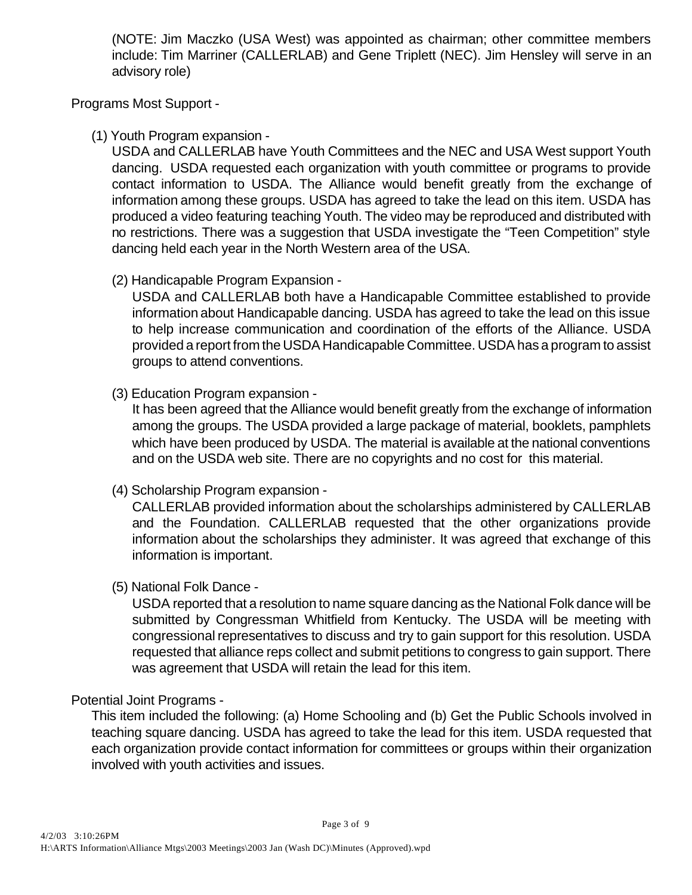(NOTE: Jim Maczko (USA West) was appointed as chairman; other committee members include: Tim Marriner (CALLERLAB) and Gene Triplett (NEC). Jim Hensley will serve in an advisory role)

Programs Most Support -

(1) Youth Program expansion -

USDA and CALLERLAB have Youth Committees and the NEC and USA West support Youth dancing. USDA requested each organization with youth committee or programs to provide contact information to USDA. The Alliance would benefit greatly from the exchange of information among these groups. USDA has agreed to take the lead on this item. USDA has produced a video featuring teaching Youth. The video may be reproduced and distributed with no restrictions. There was a suggestion that USDA investigate the "Teen Competition" style dancing held each year in the North Western area of the USA.

(2) Handicapable Program Expansion -

USDA and CALLERLAB both have a Handicapable Committee established to provide information about Handicapable dancing. USDA has agreed to take the lead on this issue to help increase communication and coordination of the efforts of the Alliance. USDA provided a report from the USDA Handicapable Committee. USDA has a program to assist groups to attend conventions.

(3) Education Program expansion -

It has been agreed that the Alliance would benefit greatly from the exchange of information among the groups. The USDA provided a large package of material, booklets, pamphlets which have been produced by USDA. The material is available at the national conventions and on the USDA web site. There are no copyrights and no cost for this material.

(4) Scholarship Program expansion -

CALLERLAB provided information about the scholarships administered by CALLERLAB and the Foundation. CALLERLAB requested that the other organizations provide information about the scholarships they administer. It was agreed that exchange of this information is important.

(5) National Folk Dance -

USDA reported that a resolution to name square dancing as the National Folk dance will be submitted by Congressman Whitfield from Kentucky. The USDA will be meeting with congressional representatives to discuss and try to gain support for this resolution. USDA requested that alliance reps collect and submit petitions to congress to gain support. There was agreement that USDA will retain the lead for this item.

Potential Joint Programs -

This item included the following: (a) Home Schooling and (b) Get the Public Schools involved in teaching square dancing. USDA has agreed to take the lead for this item. USDA requested that each organization provide contact information for committees or groups within their organization involved with youth activities and issues.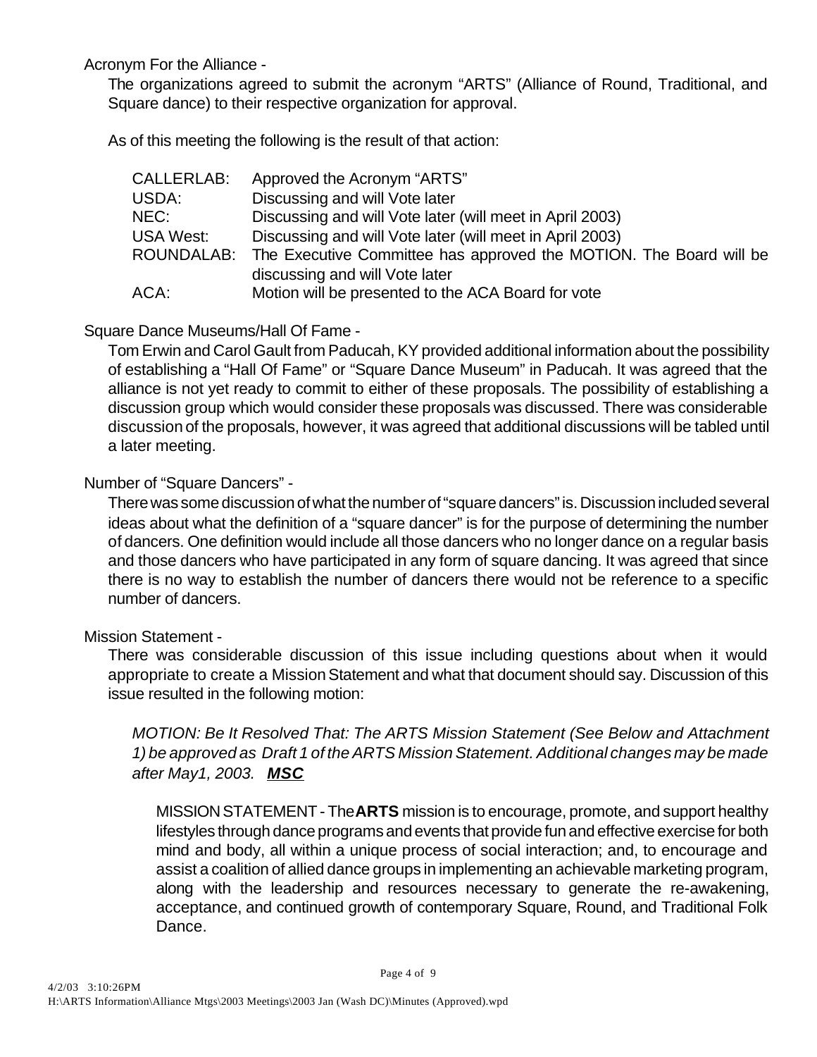Acronym For the Alliance -

The organizations agreed to submit the acronym "ARTS" (Alliance of Round, Traditional, and Square dance) to their respective organization for approval.

As of this meeting the following is the result of that action:

| | |
|---|---|
| CALLERLAB: | Approved the Acronym "ARTS" |
| USDA: | Discussing and will Vote later |
| NEC: | Discussing and will Vote later (will meet in April 2003) |
| USA West: | Discussing and will Vote later (will meet in April 2003) |
| ROUNDALAB: | The Executive Committee has approved the MOTION. The Board will be discussing and will Vote later |
| ACA: | Motion will be presented to the ACA Board for vote |

Square Dance Museums/Hall Of Fame -

Tom Erwin and Carol Gault from Paducah, KY provided additional information about the possibility of establishing a "Hall Of Fame" or "Square Dance Museum" in Paducah. It was agreed that the alliance is not yet ready to commit to either of these proposals. The possibility of establishing a discussion group which would consider these proposals was discussed. There was considerable discussion of the proposals, however, it was agreed that additional discussions will be tabled until a later meeting.

Number of "Square Dancers" -

There was some discussion of what the number of "square dancers" is. Discussion included several ideas about what the definition of a "square dancer" is for the purpose of determining the number of dancers. One definition would include all those dancers who no longer dance on a regular basis and those dancers who have participated in any form of square dancing. It was agreed that since there is no way to establish the number of dancers there would not be reference to a specific number of dancers.

Mission Statement -

There was considerable discussion of this issue including questions about when it would appropriate to create a Mission Statement and what that document should say. Discussion of this issue resulted in the following motion:

*MOTION: Be It Resolved That: The ARTS Mission Statement (See Below and Attachment 1) be approved as Draft 1 of the ARTS Mission Statement. Additional changes may be made after May1, 2003.* ***MSC***

MISSION STATEMENT - The **ARTS** mission is to encourage, promote, and support healthy lifestyles through dance programs and events that provide fun and effective exercise for both mind and body, all within a unique process of social interaction; and, to encourage and assist a coalition of allied dance groups in implementing an achievable marketing program, along with the leadership and resources necessary to generate the re-awakening, acceptance, and continued growth of contemporary Square, Round, and Traditional Folk Dance.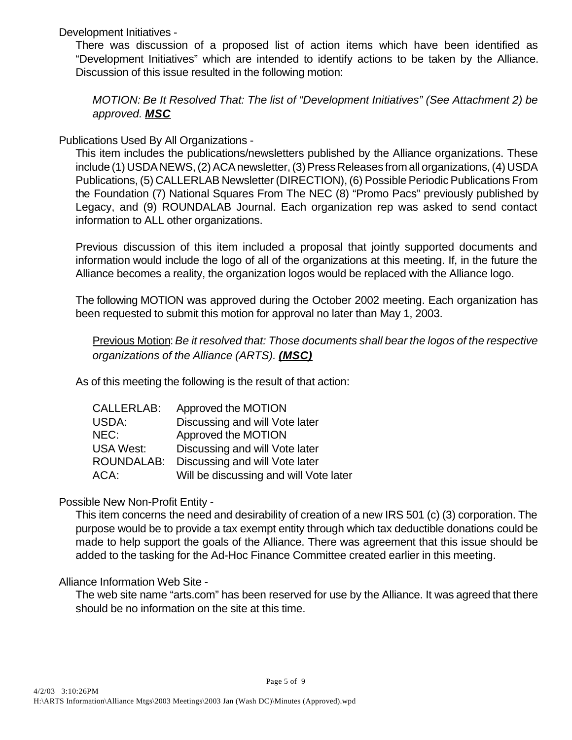Development Initiatives -

There was discussion of a proposed list of action items which have been identified as “Development Initiatives” which are intended to identify actions to be taken by the Alliance. Discussion of this issue resulted in the following motion:

*MOTION: Be It Resolved That: The list of “Development Initiatives” (See Attachment 2) be approved.* ***MSC***

Publications Used By All Organizations -

This item includes the publications/newsletters published by the Alliance organizations. These include (1) USDA NEWS, (2) ACA newsletter, (3) Press Releases from all organizations, (4) USDA Publications, (5) CALLERLAB Newsletter (DIRECTION), (6) Possible Periodic Publications From the Foundation (7) National Squares From The NEC (8) “Promo Pacs” previously published by Legacy, and (9) ROUNDALAB Journal. Each organization rep was asked to send contact information to ALL other organizations.

Previous discussion of this item included a proposal that jointly supported documents and information would include the logo of all of the organizations at this meeting. If, in the future the Alliance becomes a reality, the organization logos would be replaced with the Alliance logo.

The following MOTION was approved during the October 2002 meeting. Each organization has been requested to submit this motion for approval no later than May 1, 2003.

Previous Motion: *Be it resolved that: Those documents shall bear the logos of the respective organizations of the Alliance (ARTS).* ***(MSC)***

As of this meeting the following is the result of that action:

| | |
|---|---|
| CALLERLAB: | Approved the MOTION |
| USDA: | Discussing and will Vote later |
| NEC: | Approved the MOTION |
| USA West: | Discussing and will Vote later |
| ROUNDALAB: | Discussing and will Vote later |
| ACA: | Will be discussing and will Vote later |

Possible New Non-Profit Entity -

This item concerns the need and desirability of creation of a new IRS 501 (c) (3) corporation. The purpose would be to provide a tax exempt entity through which tax deductible donations could be made to help support the goals of the Alliance. There was agreement that this issue should be added to the tasking for the Ad-Hoc Finance Committee created earlier in this meeting.

Alliance Information Web Site -

The web site name “arts.com” has been reserved for use by the Alliance. It was agreed that there should be no information on the site at this time.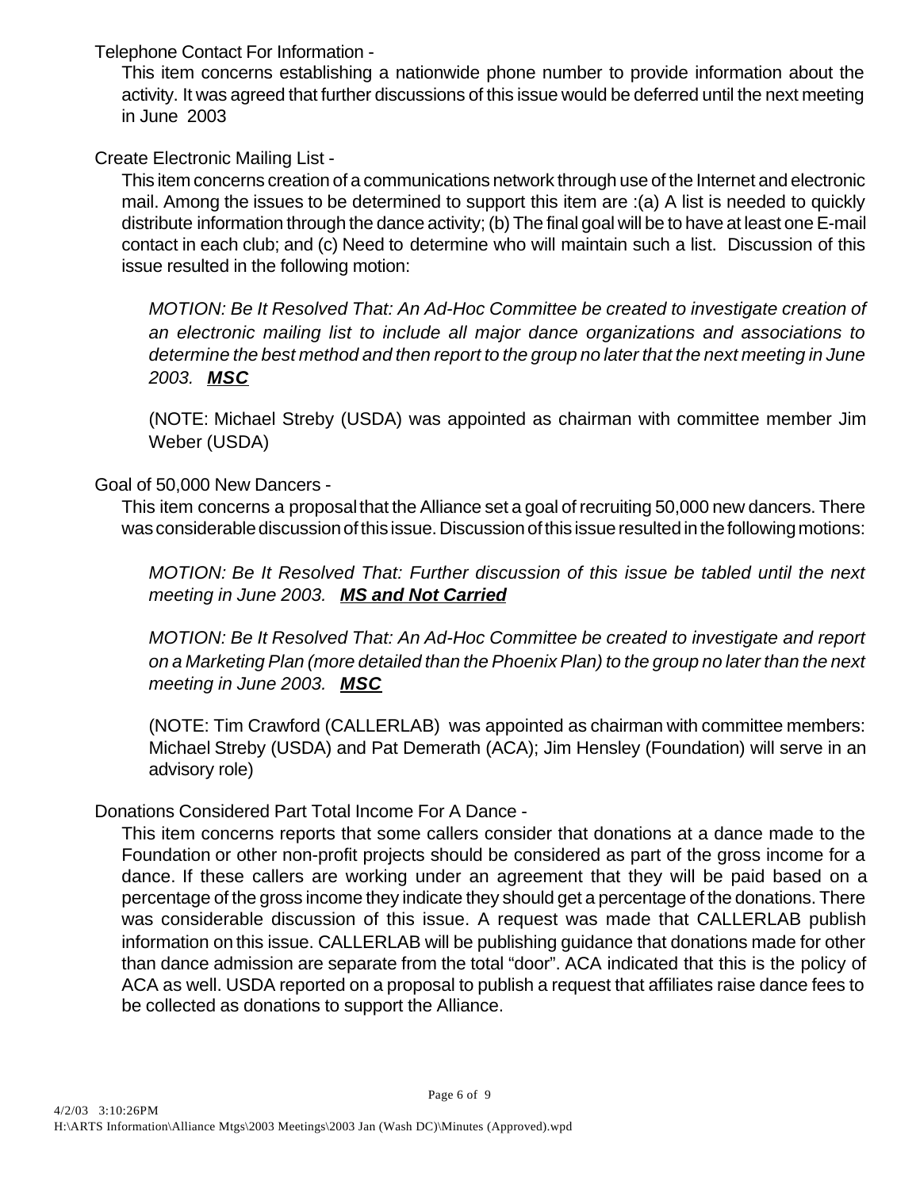Telephone Contact For Information -

This item concerns establishing a nationwide phone number to provide information about the activity. It was agreed that further discussions of this issue would be deferred until the next meeting in June 2003

Create Electronic Mailing List -

This item concerns creation of a communications network through use of the Internet and electronic mail. Among the issues to be determined to support this item are :(a) A list is needed to quickly distribute information through the dance activity; (b) The final goal will be to have at least one E-mail contact in each club; and (c) Need to determine who will maintain such a list. Discussion of this issue resulted in the following motion:

*MOTION: Be It Resolved That: An Ad-Hoc Committee be created to investigate creation of an electronic mailing list to include all major dance organizations and associations to determine the best method and then report to the group no later that the next meeting in June 2003.* ***MSC***

(NOTE: Michael Streby (USDA) was appointed as chairman with committee member Jim Weber (USDA)

Goal of 50,000 New Dancers -

This item concerns a proposal that the Alliance set a goal of recruiting 50,000 new dancers. There was considerable discussion of this issue. Discussion of this issue resulted in the following motions:

*MOTION: Be It Resolved That: Further discussion of this issue be tabled until the next meeting in June 2003.* ***MS and Not Carried***

*MOTION: Be It Resolved That: An Ad-Hoc Committee be created to investigate and report on a Marketing Plan (more detailed than the Phoenix Plan) to the group no later than the next meeting in June 2003.* ***MSC***

(NOTE: Tim Crawford (CALLERLAB) was appointed as chairman with committee members: Michael Streby (USDA) and Pat Demerath (ACA); Jim Hensley (Foundation) will serve in an advisory role)

Donations Considered Part Total Income For A Dance -

This item concerns reports that some callers consider that donations at a dance made to the Foundation or other non-profit projects should be considered as part of the gross income for a dance. If these callers are working under an agreement that they will be paid based on a percentage of the gross income they indicate they should get a percentage of the donations. There was considerable discussion of this issue. A request was made that CALLERLAB publish information on this issue. CALLERLAB will be publishing guidance that donations made for other than dance admission are separate from the total "door". ACA indicated that this is the policy of ACA as well. USDA reported on a proposal to publish a request that affiliates raise dance fees to be collected as donations to support the Alliance.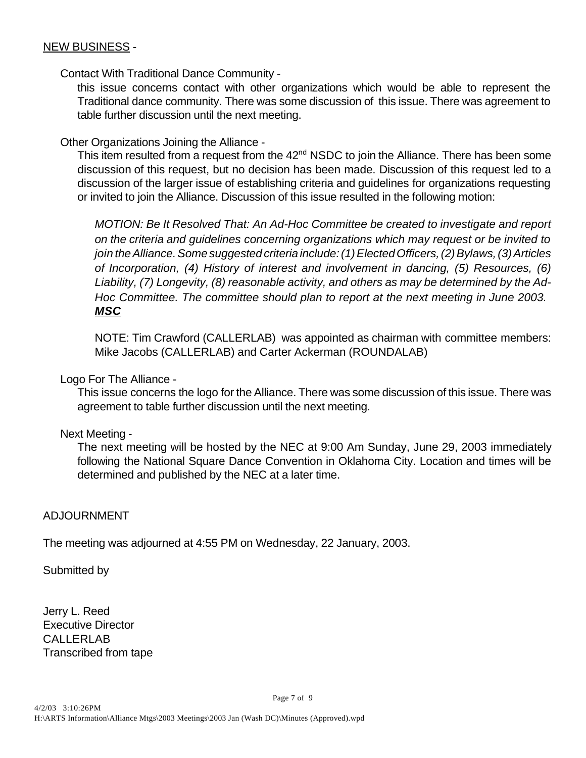NEW BUSINESS -

Contact With Traditional Dance Community -

this issue concerns contact with other organizations which would be able to represent the Traditional dance community. There was some discussion of this issue. There was agreement to table further discussion until the next meeting.

Other Organizations Joining the Alliance -

This item resulted from a request from the 42nd NSDC to join the Alliance. There has been some discussion of this request, but no decision has been made. Discussion of this request led to a discussion of the larger issue of establishing criteria and guidelines for organizations requesting or invited to join the Alliance. Discussion of this issue resulted in the following motion:

*MOTION: Be It Resolved That: An Ad-Hoc Committee be created to investigate and report on the criteria and guidelines concerning organizations which may request or be invited to join the Alliance. Some suggested criteria include: (1) Elected Officers, (2) Bylaws, (3) Articles of Incorporation, (4) History of interest and involvement in dancing, (5) Resources, (6) Liability, (7) Longevity, (8) reasonable activity, and others as may be determined by the Ad-Hoc Committee. The committee should plan to report at the next meeting in June 2003.* ***MSC***

NOTE: Tim Crawford (CALLERLAB) was appointed as chairman with committee members: Mike Jacobs (CALLERLAB) and Carter Ackerman (ROUNDALAB)

Logo For The Alliance -

This issue concerns the logo for the Alliance. There was some discussion of this issue. There was agreement to table further discussion until the next meeting.

Next Meeting -

The next meeting will be hosted by the NEC at 9:00 Am Sunday, June 29, 2003 immediately following the National Square Dance Convention in Oklahoma City. Location and times will be determined and published by the NEC at a later time.

ADJOURNMENT

The meeting was adjourned at 4:55 PM on Wednesday, 22 January, 2003.

Submitted by

Jerry L. Reed
Executive Director
CALLERLAB
Transcribed from tape

4/2/03 3:10:26PM
H:\ARTS Information\Alliance Mtgs\2003 Meetings\2003 Jan (Wash DC)\Minutes (Approved).wpd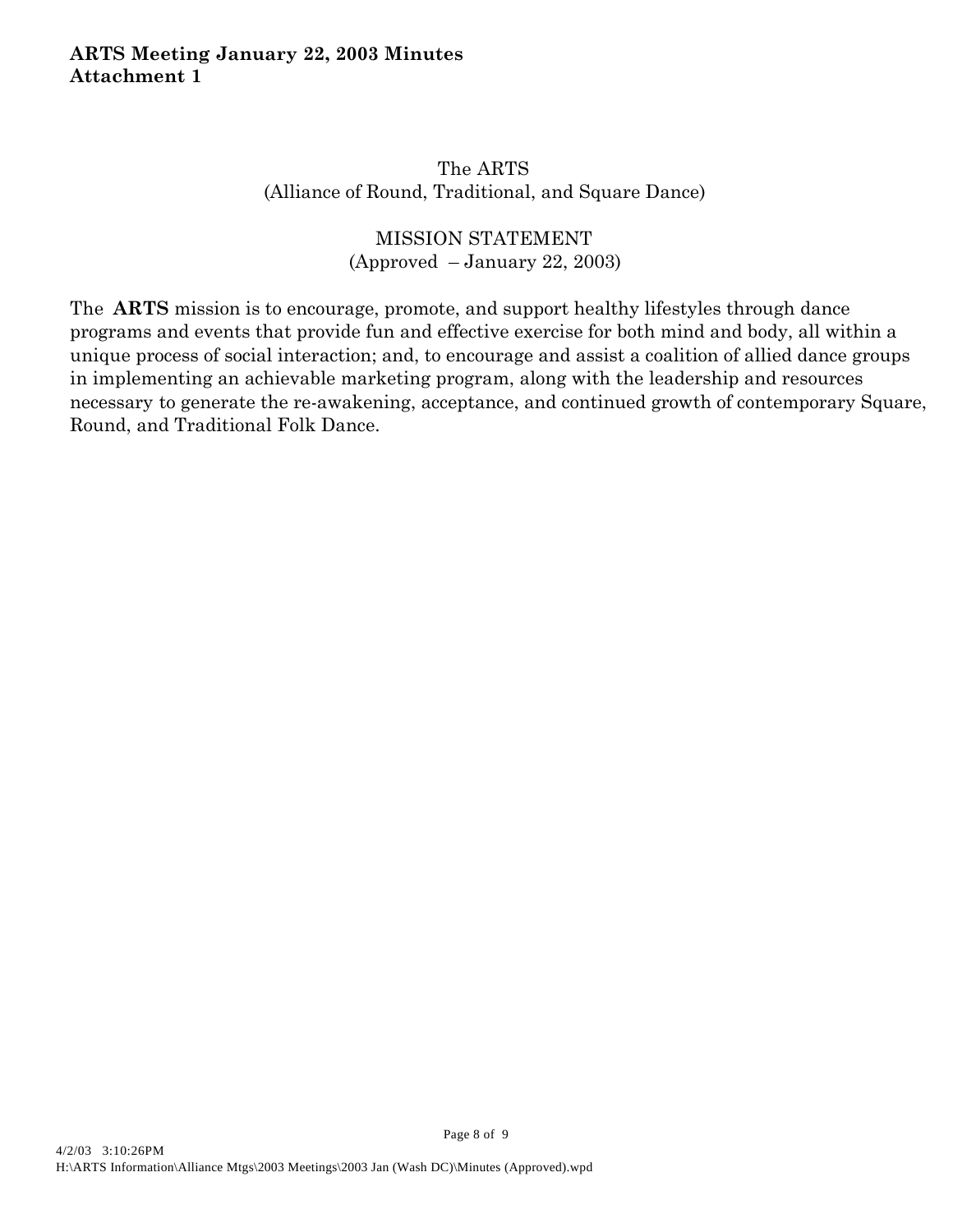**ARTS Meeting January 22, 2003 Minutes**
**Attachment 1**

The ARTS
(Alliance of Round, Traditional, and Square Dance)

MISSION STATEMENT
(Approved – January 22, 2003)

The **ARTS** mission is to encourage, promote, and support healthy lifestyles through dance programs and events that provide fun and effective exercise for both mind and body, all within a unique process of social interaction; and, to encourage and assist a coalition of allied dance groups in implementing an achievable marketing program, along with the leadership and resources necessary to generate the re-awakening, acceptance, and continued growth of contemporary Square, Round, and Traditional Folk Dance.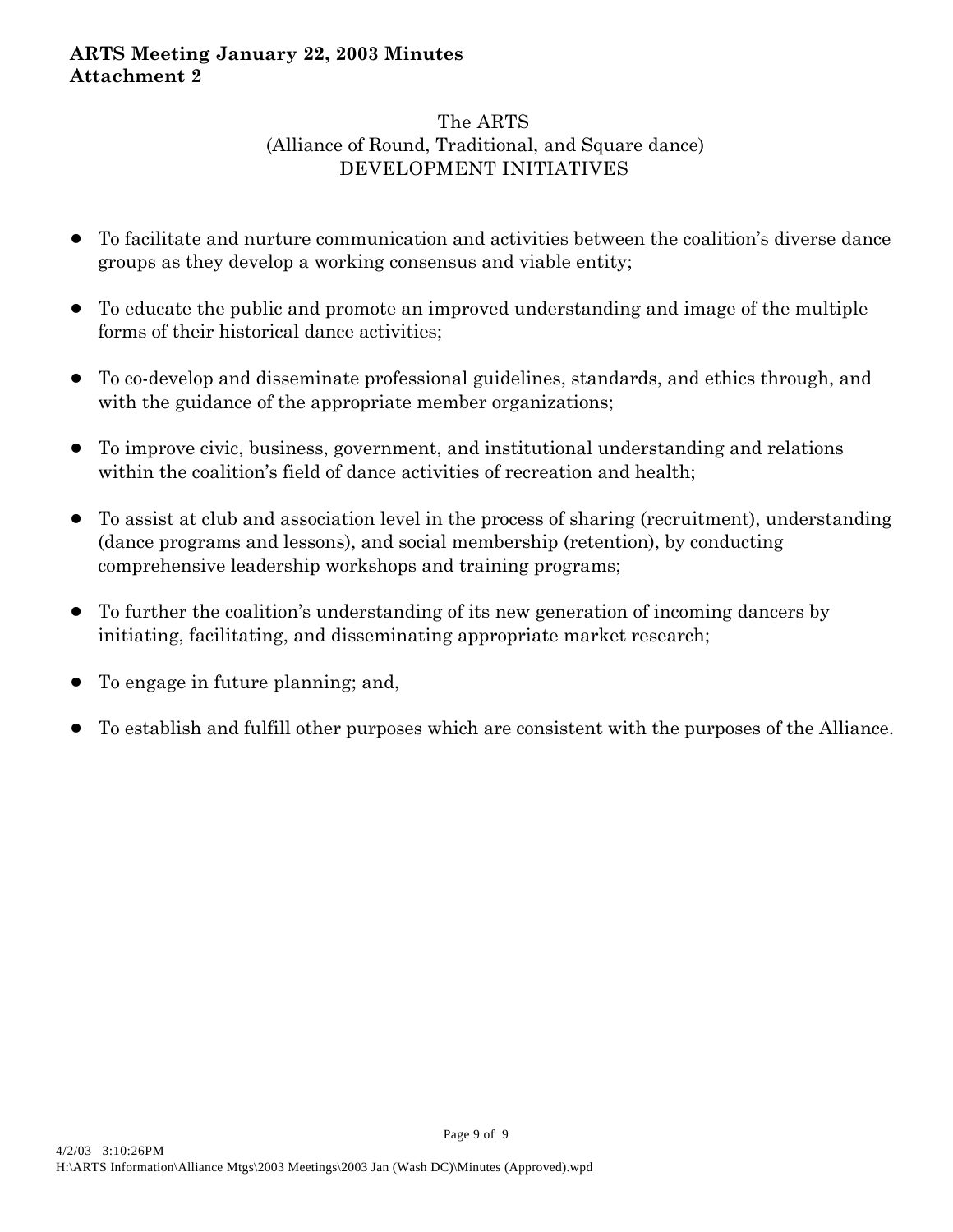**ARTS Meeting January 22, 2003 Minutes**
**Attachment 2**

The ARTS
(Alliance of Round, Traditional, and Square dance)
DEVELOPMENT INITIATIVES

- To facilitate and nurture communication and activities between the coalition's diverse dance groups as they develop a working consensus and viable entity;

- To educate the public and promote an improved understanding and image of the multiple forms of their historical dance activities;

- To co-develop and disseminate professional guidelines, standards, and ethics through, and with the guidance of the appropriate member organizations;

- To improve civic, business, government, and institutional understanding and relations within the coalition's field of dance activities of recreation and health;

- To assist at club and association level in the process of sharing (recruitment), understanding (dance programs and lessons), and social membership (retention), by conducting comprehensive leadership workshops and training programs;

- To further the coalition's understanding of its new generation of incoming dancers by initiating, facilitating, and disseminating appropriate market research;

- To engage in future planning; and,

- To establish and fulfill other purposes which are consistent with the purposes of the Alliance.